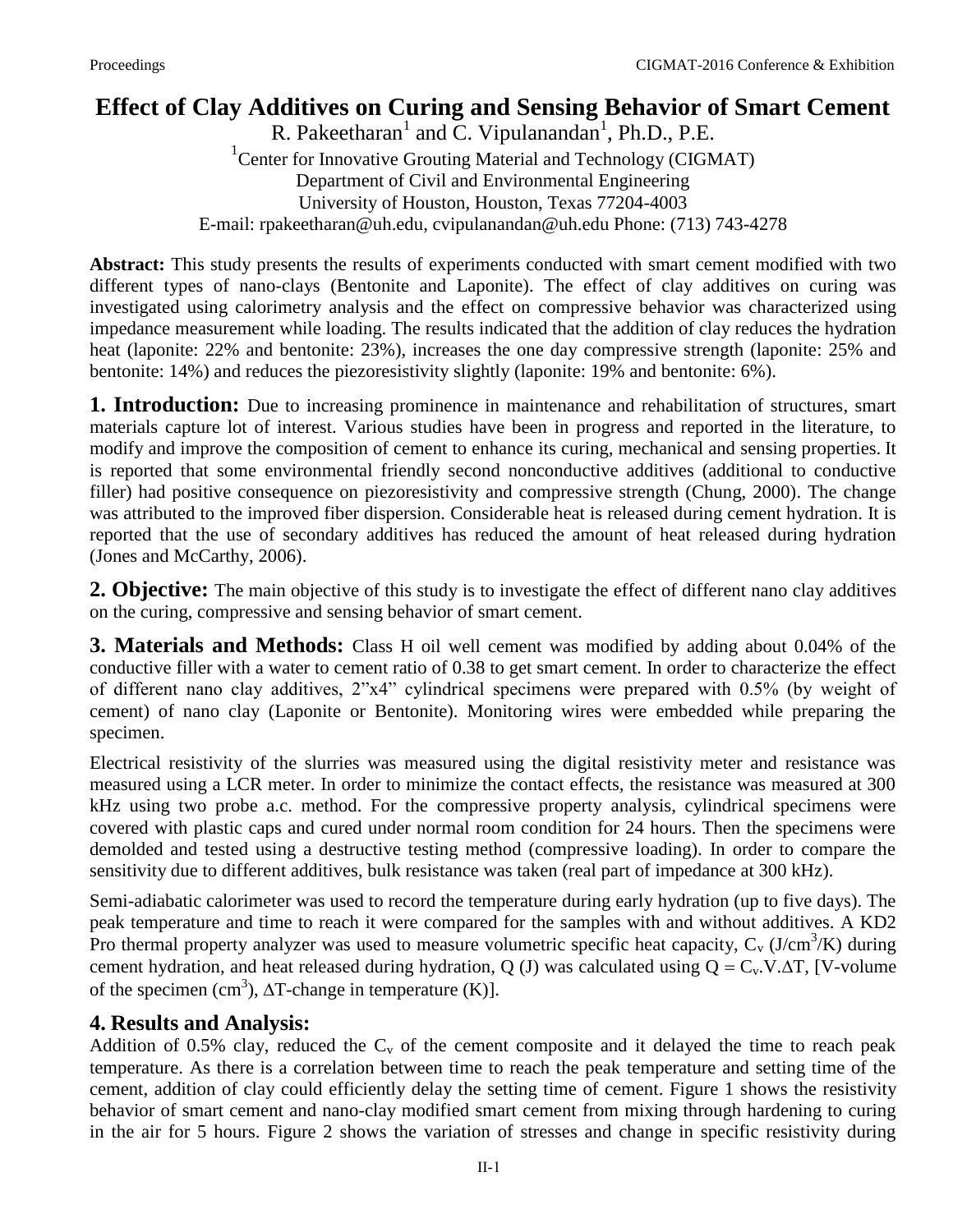# Effect of Clay Additives on Curing and Sensing Behavior of Smart Cement

R. Pakeetharan[1] and C. Vipulanandan[1], Ph.D., P.E.

[1]Center for Innovative Grouting Material and Technology (CIGMAT)
Department of Civil and Environmental Engineering
University of Houston, Houston, Texas 77204-4003
E-mail: rpakeetharan@uh.edu, cvipulanandan@uh.edu Phone: (713) 743-4278

**Abstract:** This study presents the results of experiments conducted with smart cement modified with two different types of nano-clays (Bentonite and Laponite). The effect of clay additives on curing was investigated using calorimetry analysis and the effect on compressive behavior was characterized using impedance measurement while loading. The results indicated that the addition of clay reduces the hydration heat (laponite: 22% and bentonite: 23%), increases the one day compressive strength (laponite: 25% and bentonite: 14%) and reduces the piezoresistivity slightly (laponite: 19% and bentonite: 6%).

## 1. Introduction:

Due to increasing prominence in maintenance and rehabilitation of structures, smart materials capture lot of interest. Various studies have been in progress and reported in the literature, to modify and improve the composition of cement to enhance its curing, mechanical and sensing properties. It is reported that some environmental friendly second nonconductive additives (additional to conductive filler) had positive consequence on piezoresistivity and compressive strength (Chung, 2000). The change was attributed to the improved fiber dispersion. Considerable heat is released during cement hydration. It is reported that the use of secondary additives has reduced the amount of heat released during hydration (Jones and McCarthy, 2006).

## 2. Objective:

The main objective of this study is to investigate the effect of different nano clay additives on the curing, compressive and sensing behavior of smart cement.

## 3. Materials and Methods:

Class H oil well cement was modified by adding about 0.04% of the conductive filler with a water to cement ratio of 0.38 to get smart cement. In order to characterize the effect of different nano clay additives, 2"x4" cylindrical specimens were prepared with 0.5% (by weight of cement) of nano clay (Laponite or Bentonite). Monitoring wires were embedded while preparing the specimen.

Electrical resistivity of the slurries was measured using the digital resistivity meter and resistance was measured using a LCR meter. In order to minimize the contact effects, the resistance was measured at 300 kHz using two probe a.c. method. For the compressive property analysis, cylindrical specimens were covered with plastic caps and cured under normal room condition for 24 hours. Then the specimens were demolded and tested using a destructive testing method (compressive loading). In order to compare the sensitivity due to different additives, bulk resistance was taken (real part of impedance at 300 kHz).

Semi-adiabatic calorimeter was used to record the temperature during early hydration (up to five days). The peak temperature and time to reach it were compared for the samples with and without additives. A KD2 Pro thermal property analyzer was used to measure volumetric specific heat capacity, $C_v$ ($J/cm^3/K$) during cement hydration, and heat released during hydration, Q (J) was calculated using $Q = C_v.V.\Delta T$, [V-volume of the specimen ($cm^3$), $\Delta T$-change in temperature (K)].

## 4. Results and Analysis:

Addition of 0.5% clay, reduced the $C_v$ of the cement composite and it delayed the time to reach peak temperature. As there is a correlation between time to reach the peak temperature and setting time of the cement, addition of clay could efficiently delay the setting time of cement. Figure 1 shows the resistivity behavior of smart cement and nano-clay modified smart cement from mixing through hardening to curing in the air for 5 hours. Figure 2 shows the variation of stresses and change in specific resistivity during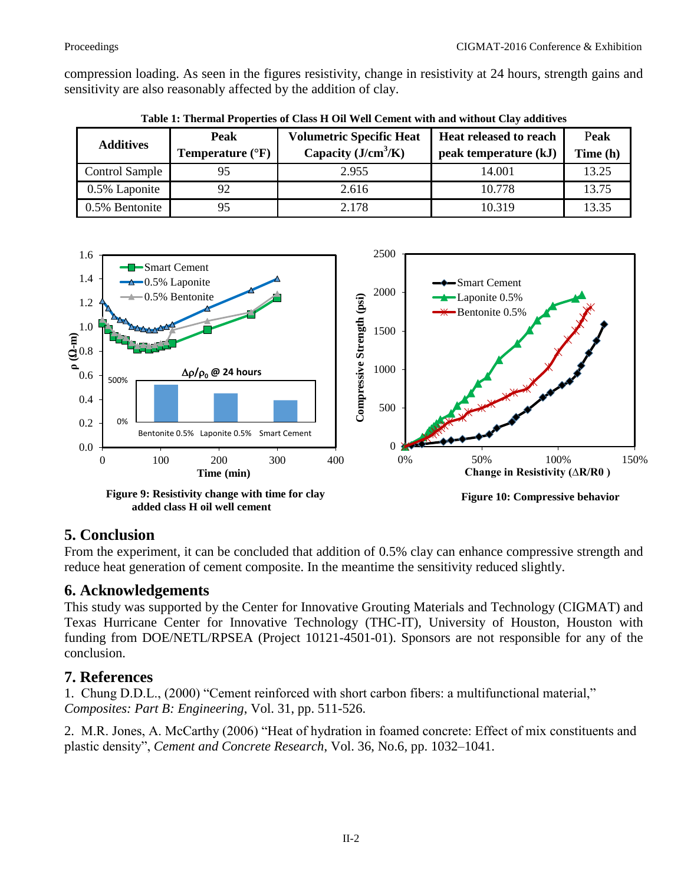compression loading. As seen in the figures resistivity, change in resistivity at 24 hours, strength gains and sensitivity are also reasonably affected by the addition of clay.

**Table 1: Thermal Properties of Class H Oil Well Cement with and without Clay additives**

| Additives | Peak Temperature (°F) | Volumetric Specific Heat Capacity ($J/cm^3/K$) | Heat released to reach peak temperature (kJ) | Peak Time (h) |
|---|---|---|---|---|
| Control Sample | 95 | 2.955 | 14.001 | 13.25 |
| 0.5% Laponite | 92 | 2.616 | 10.778 | 13.75 |
| 0.5% Bentonite | 95 | 2.178 | 10.319 | 13.35 |

1.6
1.4
1.2
1.0
0.8
0.6
0.4
0.2
0.0
ρ (Ω-m)
Smart Cement
0.5% Laponite
0.5% Bentonite
$\Delta\rho/\rho_0$ @ 24 hours
500%
0%
Bentonite 0.5%
Laponite 0.5%
Smart Cement
0
100
200
300
400
Time (min)

**Figure 9: Resistivity change with time for clay added class H oil well cement**

2500
2000
1500
1000
500
0
Compressive Strength (psi)
Smart Cement
Laponite 0.5%
Bentonite 0.5%
0%
50%
100%
150%
Change in Resistivity ($\Delta R/R0$ )

**Figure 10: Compressive behavior**

## 5. Conclusion

From the experiment, it can be concluded that addition of 0.5% clay can enhance compressive strength and reduce heat generation of cement composite. In the meantime the sensitivity reduced slightly.

## 6. Acknowledgements

This study was supported by the Center for Innovative Grouting Materials and Technology (CIGMAT) and Texas Hurricane Center for Innovative Technology (THC-IT), University of Houston, Houston with funding from DOE/NETL/RPSEA (Project 10121-4501-01). Sponsors are not responsible for any of the conclusion.

## 7. References

1. Chung D.D.L., (2000) "Cement reinforced with short carbon fibers: a multifunctional material," *Composites: Part B: Engineering*, Vol. 31, pp. 511-526.

2. M.R. Jones, A. McCarthy (2006) "Heat of hydration in foamed concrete: Effect of mix constituents and plastic density", *Cement and Concrete Research*, Vol. 36, No.6, pp. 1032–1041.